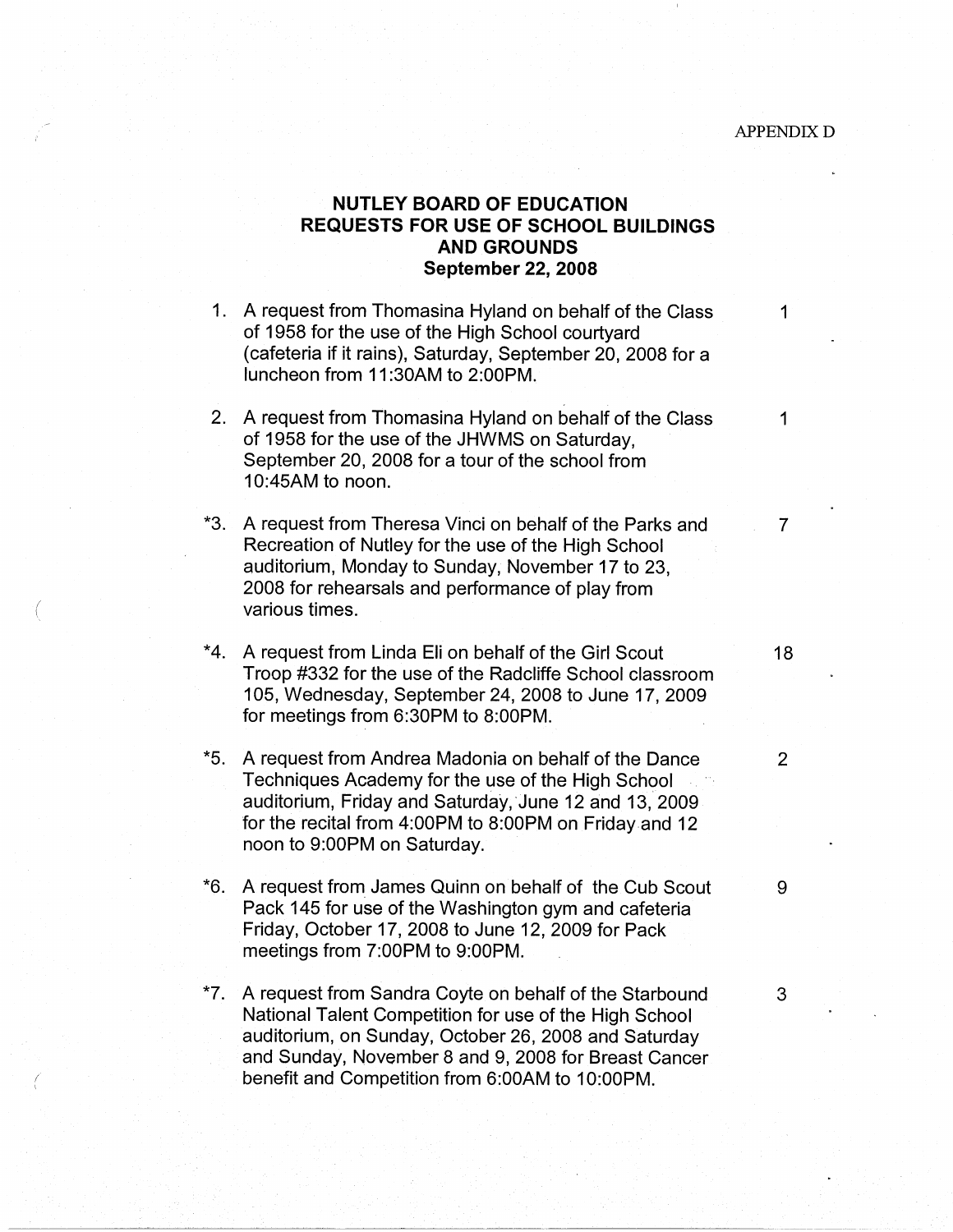APPENDIX D

# NUTLEY BOARD OF EDUCATION
# REQUESTS FOR USE OF SCHOOL BUILDINGS AND GROUNDS
## September 22, 2008

| | Request | |
|---|---|---|
| 1. | A request from Thomasina Hyland on behalf of the Class of 1958 for the use of the High School courtyard (cafeteria if it rains), Saturday, September 20, 2008 for a luncheon from 11:30AM to 2:00PM. | 1 |
| 2. | A request from Thomasina Hyland on behalf of the Class of 1958 for the use of the JHWMS on Saturday, September 20, 2008 for a tour of the school from 10:45AM to noon. | 1 |
| *3. | A request from Theresa Vinci on behalf of the Parks and Recreation of Nutley for the use of the High School auditorium, Monday to Sunday, November 17 to 23, 2008 for rehearsals and performance of play from various times. | 7 |
| *4. | A request from Linda Eli on behalf of the Girl Scout Troop #332 for the use of the Radcliffe School classroom 105, Wednesday, September 24, 2008 to June 17, 2009 for meetings from 6:30PM to 8:00PM. | 18 |
| *5. | A request from Andrea Madonia on behalf of the Dance Techniques Academy for the use of the High School auditorium, Friday and Saturday, June 12 and 13, 2009 for the recital from 4:00PM to 8:00PM on Friday and 12 noon to 9:00PM on Saturday. | 2 |
| *6. | A request from James Quinn on behalf of the Cub Scout Pack 145 for use of the Washington gym and cafeteria Friday, October 17, 2008 to June 12, 2009 for Pack meetings from 7:00PM to 9:00PM. | 9 |
| *7. | A request from Sandra Coyte on behalf of the Starbound National Talent Competition for use of the High School auditorium, on Sunday, October 26, 2008 and Saturday and Sunday, November 8 and 9, 2008 for Breast Cancer benefit and Competition from 6:00AM to 10:00PM. | 3 |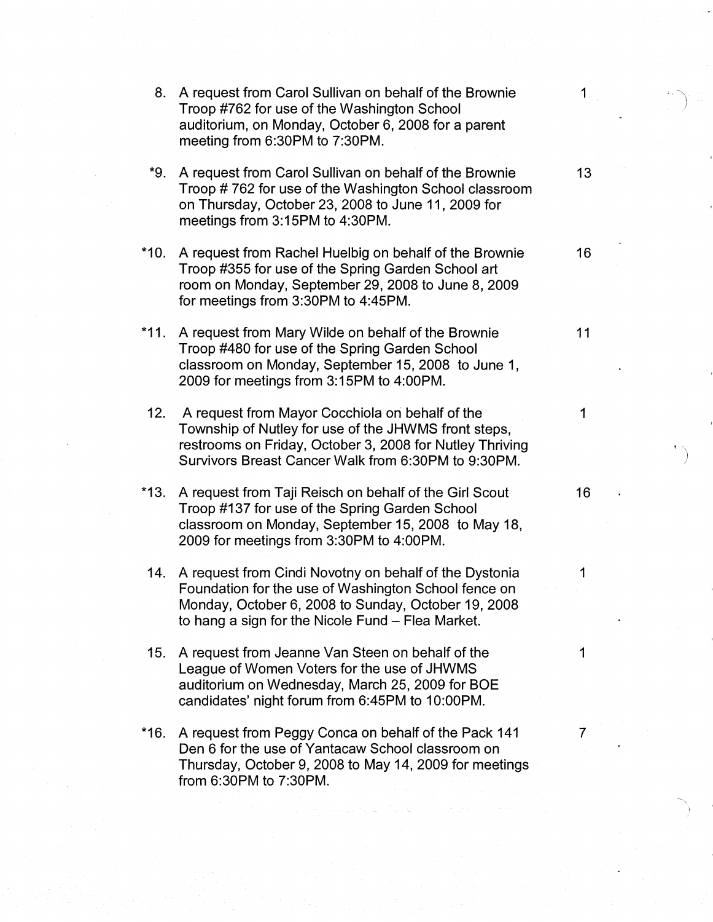| | | |
|---|---|---|
| 8. | A request from Carol Sullivan on behalf of the Brownie Troop #762 for use of the Washington School auditorium, on Monday, October 6, 2008 for a parent meeting from 6:30PM to 7:30PM. | 1 |
| *9. | A request from Carol Sullivan on behalf of the Brownie Troop # 762 for use of the Washington School classroom on Thursday, October 23, 2008 to June 11, 2009 for meetings from 3:15PM to 4:30PM. | 13 |
| *10. | A request from Rachel Huelbig on behalf of the Brownie Troop #355 for use of the Spring Garden School art room on Monday, September 29, 2008 to June 8, 2009 for meetings from 3:30PM to 4:45PM. | 16 |
| *11. | A request from Mary Wilde on behalf of the Brownie Troop #480 for use of the Spring Garden School classroom on Monday, September 15, 2008 to June 1, 2009 for meetings from 3:15PM to 4:00PM. | 11 |
| 12. | A request from Mayor Cocchiola on behalf of the Township of Nutley for use of the JHWMS front steps, restrooms on Friday, October 3, 2008 for Nutley Thriving Survivors Breast Cancer Walk from 6:30PM to 9:30PM. | 1 |
| *13. | A request from Taji Reisch on behalf of the Girl Scout Troop #137 for use of the Spring Garden School classroom on Monday, September 15, 2008 to May 18, 2009 for meetings from 3:30PM to 4:00PM. | 16 |
| 14. | A request from Cindi Novotny on behalf of the Dystonia Foundation for the use of Washington School fence on Monday, October 6, 2008 to Sunday, October 19, 2008 to hang a sign for the Nicole Fund – Flea Market. | 1 |
| 15. | A request from Jeanne Van Steen on behalf of the League of Women Voters for the use of JHWMS auditorium on Wednesday, March 25, 2009 for BOE candidates' night forum from 6:45PM to 10:00PM. | 1 |
| *16. | A request from Peggy Conca on behalf of the Pack 141 Den 6 for the use of Yantacaw School classroom on Thursday, October 9, 2008 to May 14, 2009 for meetings from 6:30PM to 7:30PM. | 7 |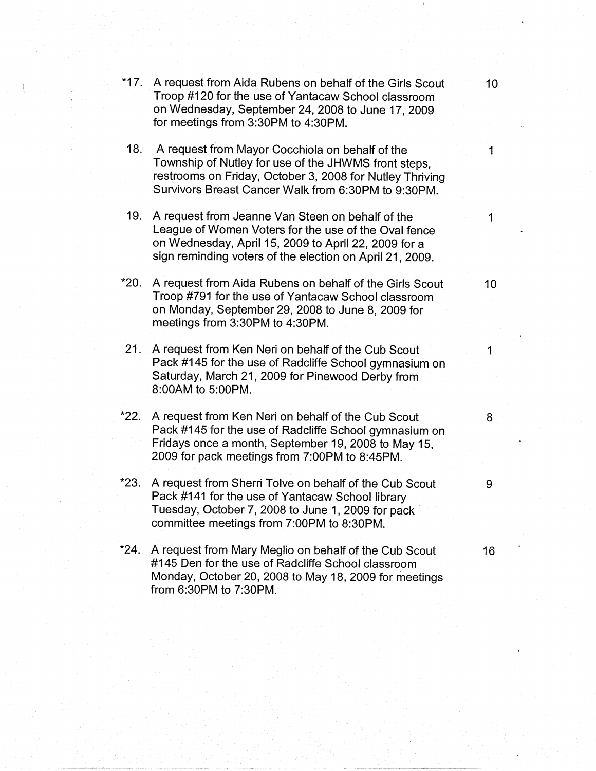| | | |
|---|---|---|
| *17. | A request from Aida Rubens on behalf of the Girls Scout Troop #120 for the use of Yantacaw School classroom on Wednesday, September 24, 2008 to June 17, 2009 for meetings from 3:30PM to 4:30PM. | 10 |
| 18. | A request from Mayor Cocchiola on behalf of the Township of Nutley for use of the JHWMS front steps, restrooms on Friday, October 3, 2008 for Nutley Thriving Survivors Breast Cancer Walk from 6:30PM to 9:30PM. | 1 |
| 19. | A request from Jeanne Van Steen on behalf of the League of Women Voters for the use of the Oval fence on Wednesday, April 15, 2009 to April 22, 2009 for a sign reminding voters of the election on April 21, 2009. | 1 |
| *20. | A request from Aida Rubens on behalf of the Girls Scout Troop #791 for the use of Yantacaw School classroom on Monday, September 29, 2008 to June 8, 2009 for meetings from 3:30PM to 4:30PM. | 10 |
| 21. | A request from Ken Neri on behalf of the Cub Scout Pack #145 for the use of Radcliffe School gymnasium on Saturday, March 21, 2009 for Pinewood Derby from 8:00AM to 5:00PM. | 1 |
| *22. | A request from Ken Neri on behalf of the Cub Scout Pack #145 for the use of Radcliffe School gymnasium on Fridays once a month, September 19, 2008 to May 15, 2009 for pack meetings from 7:00PM to 8:45PM. | 8 |
| *23. | A request from Sherri Tolve on behalf of the Cub Scout Pack #141 for the use of Yantacaw School library Tuesday, October 7, 2008 to June 1, 2009 for pack committee meetings from 7:00PM to 8:30PM. | 9 |
| *24. | A request from Mary Meglio on behalf of the Cub Scout #145 Den for the use of Radcliffe School classroom Monday, October 20, 2008 to May 18, 2009 for meetings from 6:30PM to 7:30PM. | 16 |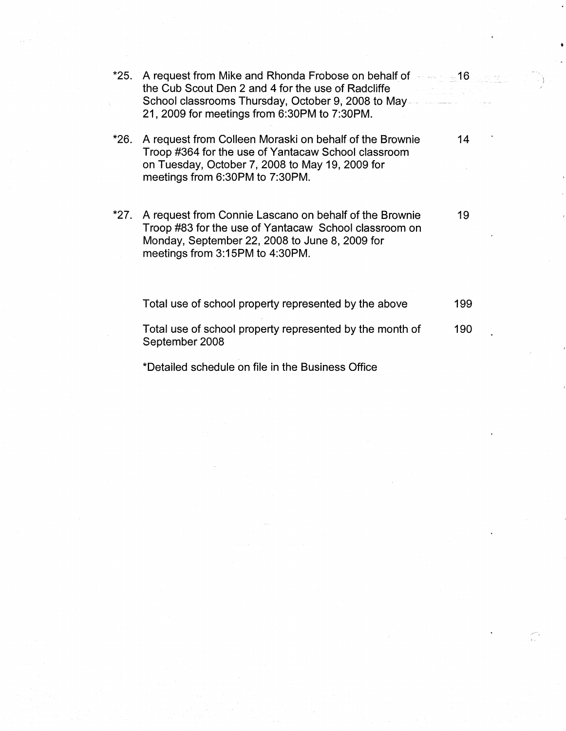| | | |
|---|---|---|
| *25. | A request from Mike and Rhonda Frobose on behalf of the Cub Scout Den 2 and 4 for the use of Radcliffe School classrooms Thursday, October 9, 2008 to May 21, 2009 for meetings from 6:30PM to 7:30PM. | 16 |
| *26. | A request from Colleen Moraski on behalf of the Brownie Troop #364 for the use of Yantacaw School classroom on Tuesday, October 7, 2008 to May 19, 2009 for meetings from 6:30PM to 7:30PM. | 14 |
| *27. | A request from Connie Lascano on behalf of the Brownie Troop #83 for the use of Yantacaw School classroom on Monday, September 22, 2008 to June 8, 2009 for meetings from 3:15PM to 4:30PM. | 19 |
| | Total use of school property represented by the above | 199 |
| | Total use of school property represented by the month of September 2008 | 190 |

*Detailed schedule on file in the Business Office